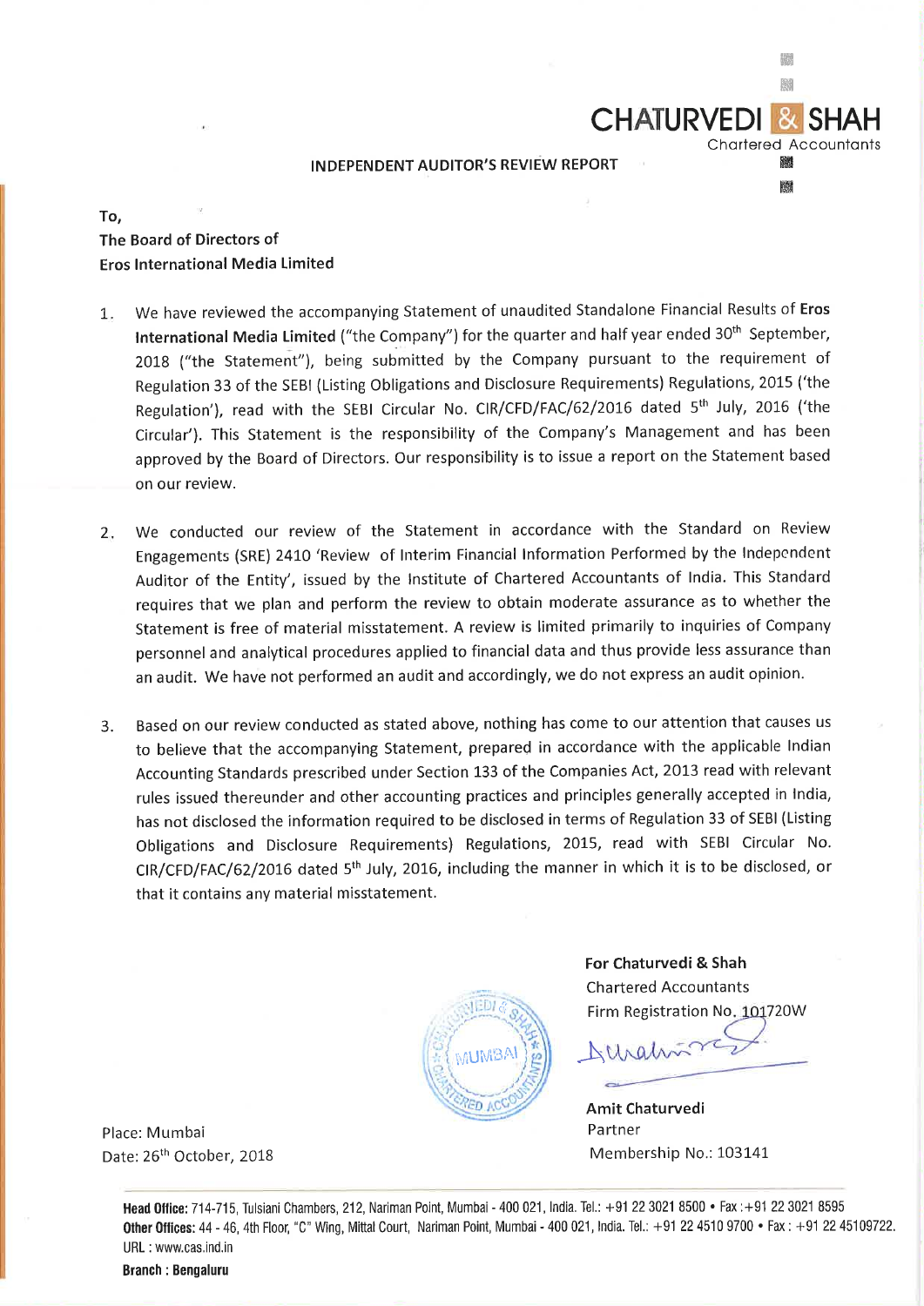**CHATURVEDI & SHAH**
Chartered Accountants

## INDEPENDENT AUDITOR'S REVIEW REPORT

To,
**The Board of Directors of**
**Eros International Media Limited**

1. We have reviewed the accompanying Statement of unaudited Standalone Financial Results of **Eros International Media Limited** ("the Company") for the quarter and half year ended 30th September, 2018 ("the Statement"), being submitted by the Company pursuant to the requirement of Regulation 33 of the SEBI (Listing Obligations and Disclosure Requirements) Regulations, 2015 ('the Regulation'), read with the SEBI Circular No. CIR/CFD/FAC/62/2016 dated 5th July, 2016 ('the Circular'). This Statement is the responsibility of the Company's Management and has been approved by the Board of Directors. Our responsibility is to issue a report on the Statement based on our review.

2. We conducted our review of the Statement in accordance with the Standard on Review Engagements (SRE) 2410 'Review of Interim Financial Information Performed by the Independent Auditor of the Entity', issued by the Institute of Chartered Accountants of India. This Standard requires that we plan and perform the review to obtain moderate assurance as to whether the Statement is free of material misstatement. A review is limited primarily to inquiries of Company personnel and analytical procedures applied to financial data and thus provide less assurance than an audit. We have not performed an audit and accordingly, we do not express an audit opinion.

3. Based on our review conducted as stated above, nothing has come to our attention that causes us to believe that the accompanying Statement, prepared in accordance with the applicable Indian Accounting Standards prescribed under Section 133 of the Companies Act, 2013 read with relevant rules issued thereunder and other accounting practices and principles generally accepted in India, has not disclosed the information required to be disclosed in terms of Regulation 33 of SEBI (Listing Obligations and Disclosure Requirements) Regulations, 2015, read with SEBI Circular No. CIR/CFD/FAC/62/2016 dated 5th July, 2016, including the manner in which it is to be disclosed, or that it contains any material misstatement.

**For Chaturvedi & Shah**
Chartered Accountants
Firm Registration No. 101720W

**Amit Chaturvedi**
Partner
Membership No.: 103141

Place: Mumbai
Date: 26th October, 2018

**Head Office:** 714-715, Tulsiani Chambers, 212, Nariman Point, Mumbai - 400 021, India. Tel.: +91 22 3021 8500 • Fax :+91 22 3021 8595
**Other Offices:** 44 - 46, 4th Floor, "C" Wing, Mittal Court, Nariman Point, Mumbai - 400 021, India. Tel.: +91 22 4510 9700 • Fax : +91 22 45109722.
URL : www.cas.ind.in
**Branch : Bengaluru**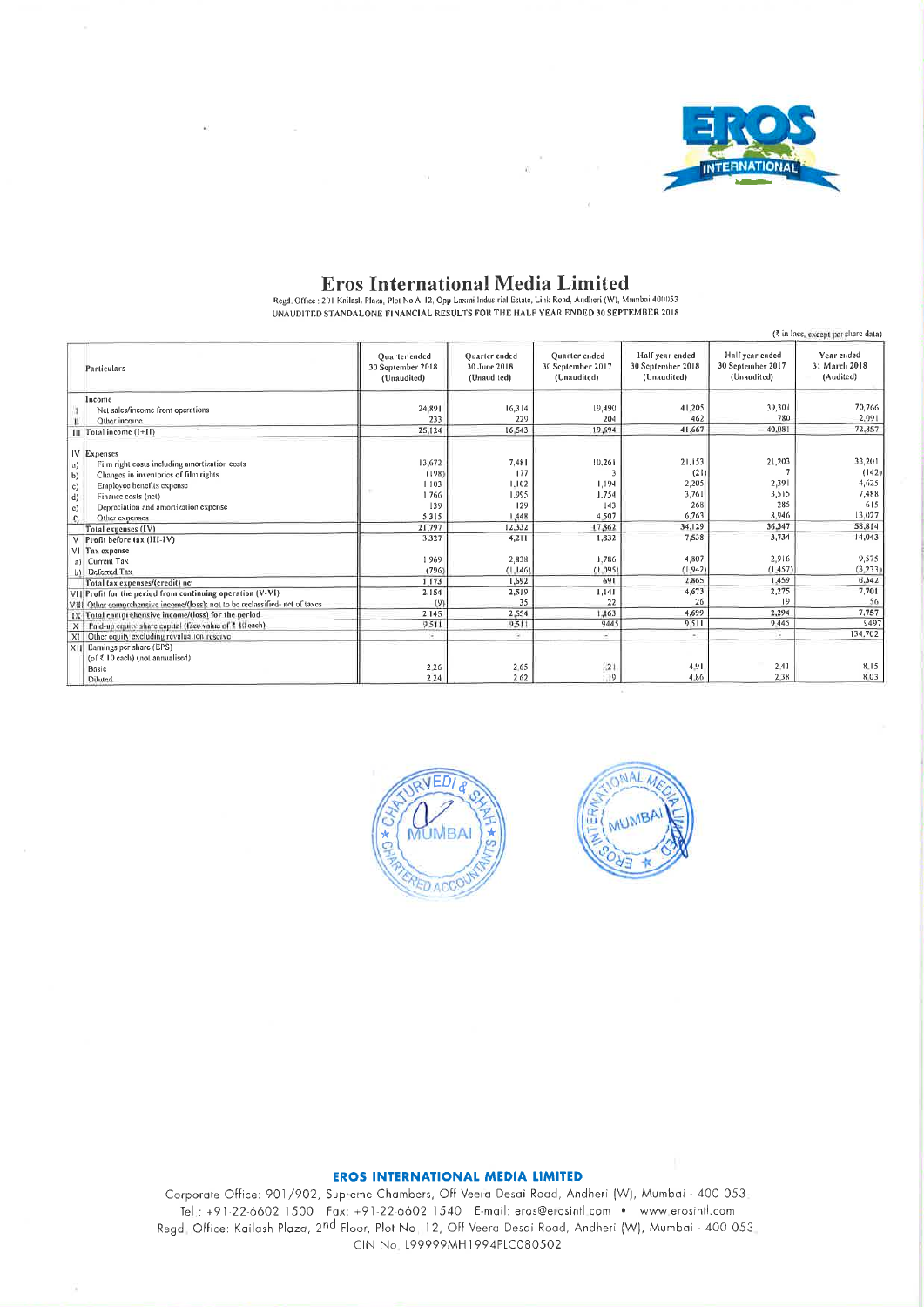# Eros International Media Limited

Regd. Office : 201 Kailash Plaza, Plot No A-12, Opp Laxmi Industrial Estate, Link Road, Andheri (W), Mumbai 400053

UNAUDITED STANDALONE FINANCIAL RESULTS FOR THE HALF YEAR ENDED 30 SEPTEMBER 2018

(₹ in lacs, except per share data)

| | Particulars | Quarter ended 30 September 2018 (Unaudited) | Quarter ended 30 June 2018 (Unaudited) | Quarter ended 30 September 2017 (Unaudited) | Half year ended 30 September 2018 (Unaudited) | Half year ended 30 September 2017 (Unaudited) | Year ended 31 March 2018 (Audited) |
|---|---|---|---|---|---|---|---|
| | Income | | | | | | |
| I | Net sales/income from operations | 24,891 | 16,314 | 19,490 | 41,205 | 39,301 | 70,766 |
| II | Other income | 233 | 229 | 204 | 462 | 780 | 2,091 |
| III | Total income (I+II) | 25,124 | 16,543 | 19,694 | 41,667 | 40,081 | 72,857 |
| IV | Expenses | | | | | | |
| a) | Film right costs including amortization costs | 13,672 | 7,481 | 10,261 | 21,153 | 21,203 | 33,201 |
| b) | Changes in inventories of film rights | (198) | 177 | 3 | (21) | 7 | (142) |
| c) | Employee benefits expense | 1,103 | 1,102 | 1,194 | 2,205 | 2,391 | 4,625 |
| d) | Finance costs (net) | 1,766 | 1,995 | 1,754 | 3,761 | 3,515 | 7,488 |
| e) | Depreciation and amortization expense | 139 | 129 | 143 | 268 | 285 | 615 |
| f) | Other expenses | 5,315 | 1,448 | 4,507 | 6,763 | 8,946 | 13,027 |
| | Total expenses (IV) | 21,797 | 12,332 | 17,862 | 34,129 | 36,347 | 58,814 |
| V | Profit before tax (III-IV) | 3,327 | 4,211 | 1,832 | 7,538 | 3,734 | 14,043 |
| VI | Tax expense | | | | | | |
| a) | Current Tax | 1,969 | 2,838 | 1,786 | 4,807 | 2,916 | 9,575 |
| b) | Deferred Tax | (796) | (1,146) | (1,095) | (1,942) | (1,457) | (3,233) |
| | Total tax expenses/(credit) net | 1,173 | 1,692 | 691 | 2,865 | 1,459 | 6,342 |
| VII | Profit for the period from continuing operation (V-VI) | 2,154 | 2,519 | 1,141 | 4,673 | 2,275 | 7,701 |
| VIII | Other comprehensive income/(loss): not to be reclassified- net of taxes | (9) | 35 | 22 | 26 | 19 | 56 |
| IX | Total comprehensive income/(loss) for the period | 2,145 | 2,554 | 1,163 | 4,699 | 2,294 | 7,757 |
| X | Paid-up equity share capital (face value of ₹ 10 each) | 9,511 | 9,511 | 9445 | 9,511 | 9,445 | 9497 |
| XI | Other equity excluding revaluation reserve | - | - | - | - | - | 134,702 |
| XII | Earnings per share (EPS) (of ₹ 10 each) (not annualised) | | | | | | |
| | Basic | 2.26 | 2.65 | 1.21 | 4.91 | 2.41 | 8.15 |
| | Diluted | 2.24 | 2.62 | 1.19 | 4.86 | 2.38 | 8.03 |

**EROS INTERNATIONAL MEDIA LIMITED**

Corporate Office: 901/902, Supreme Chambers, Off Veera Desai Road, Andheri (W), Mumbai - 400 053.
Tel.: +91-22-6602 1500 Fax: +91-22-6602 1540 E-mail: eros@erosintl.com • www.erosintl.com
Regd. Office: Kailash Plaza, 2nd Floor, Plot No. 12, Off Veera Desai Road, Andheri (W), Mumbai - 400 053.
CIN No. L99999MH1994PLC080502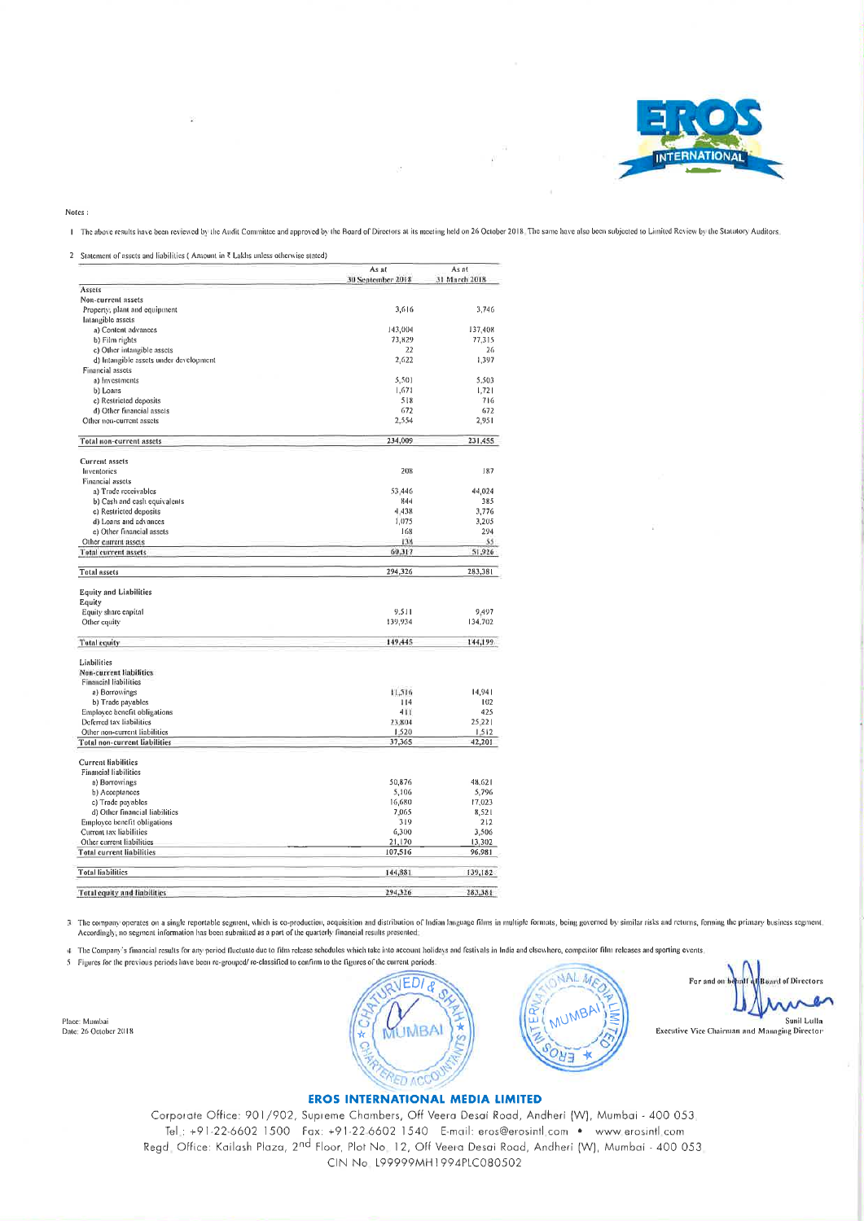Notes :

1 The above results have been reviewed by the Audit Committee and approved by the Board of Directors at its meeting held on 26 October 2018. The same have also been subjected to Limited Review by the Statutory Auditors.

2 Statement of assets and liabilities ( Amount in ₹ Lakhs unless otherwise stated)

| | As at 30 September 2018 | As at 31 March 2018 |
|---|---|---|
| **Assets** | | |
| **Non-current assets** | | |
| Property, plant and equipment | 3,616 | 3,746 |
| Intangible assets | | |
| a) Content advances | 143,004 | 137,408 |
| b) Film rights | 73,829 | 77,315 |
| c) Other intangible assets | 22 | 26 |
| d) Intangible assets under development | 2,622 | 1,397 |
| Financial assets | | |
| a) Investments | 5,501 | 5,503 |
| b) Loans | 1,671 | 1,721 |
| c) Restricted deposits | 518 | 716 |
| d) Other financial assets | 672 | 672 |
| Other non-current assets | 2,554 | 2,951 |
| **Total non-current assets** | 234,009 | 231,455 |
| **Current assets** | | |
| Inventories | 208 | 187 |
| Financial assets | | |
| a) Trade receivables | 53,446 | 44,024 |
| b) Cash and cash equivalents | 844 | 385 |
| c) Restricted deposits | 4,438 | 3,776 |
| d) Loans and advances | 1,075 | 3,205 |
| e) Other financial assets | 168 | 294 |
| Other current assets | 138 | 55 |
| **Total current assets** | 60,317 | 51,926 |
| **Total assets** | 294,326 | 283,381 |
| **Equity and Liabilities** | | |
| **Equity** | | |
| Equity share capital | 9,511 | 9,497 |
| Other equity | 139,934 | 134,702 |
| **Total equity** | 149,445 | 144,199 |
| **Liabilities** | | |
| **Non-current liabilities** | | |
| Financial liabilities | | |
| a) Borrowings | 11,516 | 14,941 |
| b) Trade payables | 114 | 102 |
| Employee benefit obligations | 411 | 425 |
| Deferred tax liabilities | 23,804 | 25,221 |
| Other non-current liabilities | 1,520 | 1,512 |
| **Total non-current liabilities** | 37,365 | 42,201 |
| **Current liabilities** | | |
| Financial liabilities | | |
| a) Borrowings | 50,876 | 48,621 |
| b) Acceptances | 5,106 | 5,796 |
| c) Trade payables | 16,680 | 17,023 |
| d) Other financial liabilities | 7,065 | 8,521 |
| Employee benefit obligations | 319 | 212 |
| Current tax liabilities | 6,300 | 3,506 |
| Other current liabilities | 21,170 | 13,302 |
| **Total current liabilities** | 107,516 | 96,981 |
| **Total liabilities** | 144,881 | 139,182 |
| **Total equity and liabilities** | 294,326 | 283,381 |

3 The company operates on a single reportable segment, which is co-production, acquisition and distribution of Indian language films in multiple formats, being governed by similar risks and returns, forming the primary business segment. Accordingly, no segment information has been submitted as a part of the quarterly financial results presented.

4 The Company's financial results for any period fluctuate due to film release schedules which take into account holidays and festivals in India and elsewhere, competitor film releases and sporting events.

5 Figures for the previous periods have been re-grouped/ re-classified to confirm to the figures of the current periods.

Place: Mumbai
Date: 26 October 2018

For and on behalf of Board of Directors

Sunil Lulla
Executive Vice Chairman and Managing Director

**EROS INTERNATIONAL MEDIA LIMITED**

Corporate Office: 901/902, Supreme Chambers, Off Veera Desai Road, Andheri (W), Mumbai - 400 053.
Tel.: +91-22-6602 1500 Fax: +91-22-6602 1540 E-mail: eros@erosintl.com • www.erosintl.com
Regd. Office: Kailash Plaza, 2nd Floor, Plot No. 12, Off Veera Desai Road, Andheri (W), Mumbai - 400 053.
CIN No. L99999MH1994PLC080502